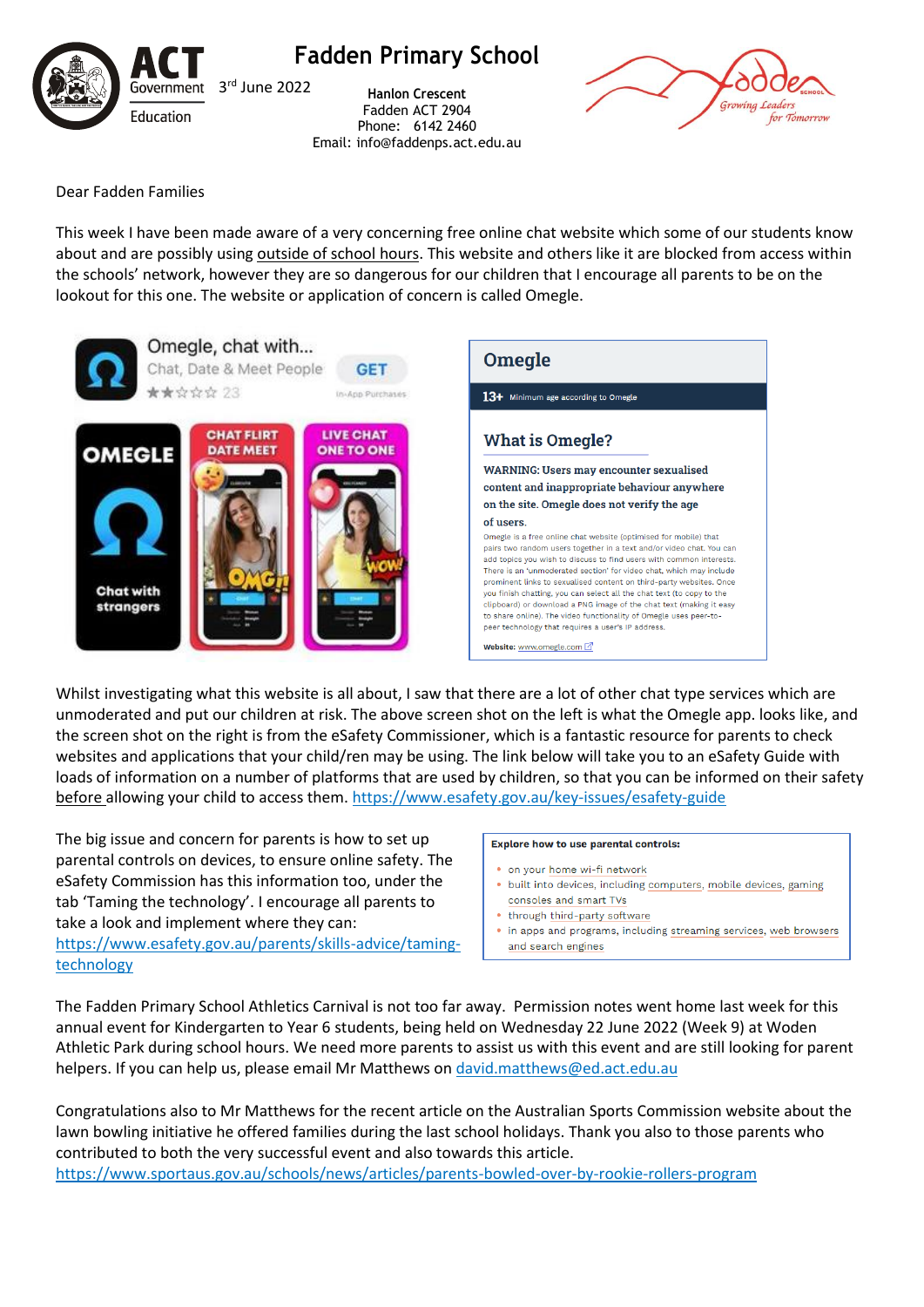# Fadden Primary School

3rd June 2022

**Hanlon Crescent**
Fadden ACT 2904
Phone: 6142 2460
Email: info@faddenps.act.edu.au

Dear Fadden Families

This week I have been made aware of a very concerning free online chat website which some of our students know about and are possibly using outside of school hours. This website and others like it are blocked from access within the schools' network, however they are so dangerous for our children that I encourage all parents to be on the lookout for this one. The website or application of concern is called Omegle.

Omegle, chat with...
Chat, Date & Meet People
GET
In-App Purchases

OMEGLE
Chat with strangers

CHAT FLIRT DATE MEET

LIVE CHAT ONE TO ONE

## Omegle

**13+** Minimum age according to Omegle

### What is Omegle?

**WARNING: Users may encounter sexualised content and inappropriate behaviour anywhere on the site. Omegle does not verify the age of users.**

Omegle is a free online chat website (optimised for mobile) that pairs two random users together in a text and/or video chat. You can add topics you wish to discuss to find users with common interests. There is an 'unmoderated section' for video chat, which may include prominent links to sexualised content on third-party websites. Once you finish chatting, you can select all the chat text (to copy to the clipboard) or download a PNG image of the chat text (making it easy to share online). The video functionality of Omegle uses peer-to-peer technology that requires a user's IP address.

**Website:** www.omegle.com

Whilst investigating what this website is all about, I saw that there are a lot of other chat type services which are unmoderated and put our children at risk. The above screen shot on the left is what the Omegle app. looks like, and the screen shot on the right is from the eSafety Commissioner, which is a fantastic resource for parents to check websites and applications that your child/ren may be using. The link below will take you to an eSafety Guide with loads of information on a number of platforms that are used by children, so that you can be informed on their safety before allowing your child to access them. https://www.esafety.gov.au/key-issues/esafety-guide

The big issue and concern for parents is how to set up parental controls on devices, to ensure online safety. The eSafety Commission has this information too, under the tab 'Taming the technology'. I encourage all parents to take a look and implement where they can: https://www.esafety.gov.au/parents/skills-advice/taming-technology

**Explore how to use parental controls:**

- on your home wi-fi network
- built into devices, including computers, mobile devices, gaming consoles and smart TVs
- through third-party software
- in apps and programs, including streaming services, web browsers and search engines

The Fadden Primary School Athletics Carnival is not too far away. Permission notes went home last week for this annual event for Kindergarten to Year 6 students, being held on Wednesday 22 June 2022 (Week 9) at Woden Athletic Park during school hours. We need more parents to assist us with this event and are still looking for parent helpers. If you can help us, please email Mr Matthews on david.matthews@ed.act.edu.au

Congratulations also to Mr Matthews for the recent article on the Australian Sports Commission website about the lawn bowling initiative he offered families during the last school holidays. Thank you also to those parents who contributed to both the very successful event and also towards this article.
https://www.sportaus.gov.au/schools/news/articles/parents-bowled-over-by-rookie-rollers-program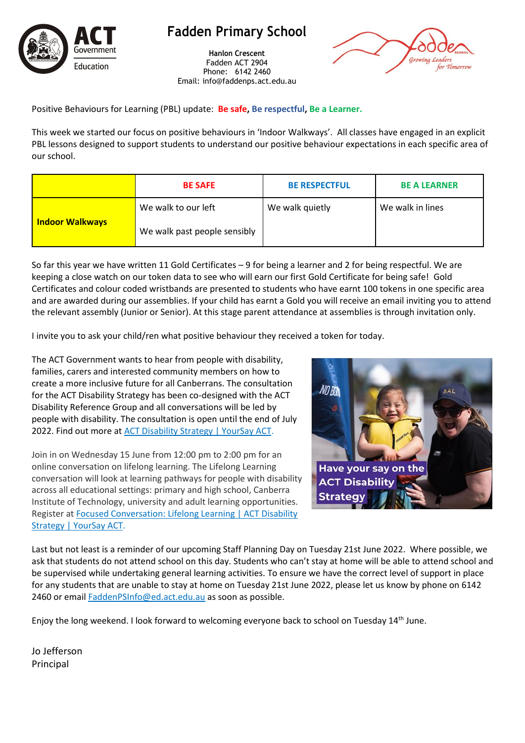# Fadden Primary School

**Hanlon Crescent**
Fadden ACT 2904
Phone: 6142 2460
Email: info@faddenps.act.edu.au

Positive Behaviours for Learning (PBL) update: **Be safe**, **Be respectful**, **Be a Learner.**

This week we started our focus on positive behaviours in 'Indoor Walkways'. All classes have engaged in an explicit PBL lessons designed to support students to understand our positive behaviour expectations in each specific area of our school.

| | **BE SAFE** | **BE RESPECTFUL** | **BE A LEARNER** |
|---|---|---|---|
| **Indoor Walkways** | We walk to our left<br><br>We walk past people sensibly | We walk quietly | We walk in lines |

So far this year we have written 11 Gold Certificates – 9 for being a learner and 2 for being respectful. We are keeping a close watch on our token data to see who will earn our first Gold Certificate for being safe! Gold Certificates and colour coded wristbands are presented to students who have earnt 100 tokens in one specific area and are awarded during our assemblies. If your child has earnt a Gold you will receive an email inviting you to attend the relevant assembly (Junior or Senior). At this stage parent attendance at assemblies is through invitation only.

I invite you to ask your child/ren what positive behaviour they received a token for today.

The ACT Government wants to hear from people with disability, families, carers and interested community members on how to create a more inclusive future for all Canberrans. The consultation for the ACT Disability Strategy has been co-designed with the ACT Disability Reference Group and all conversations will be led by people with disability. The consultation is open until the end of July 2022. Find out more at ACT Disability Strategy | YourSay ACT.

Join in on Wednesday 15 June from 12:00 pm to 2:00 pm for an online conversation on lifelong learning. The Lifelong Learning conversation will look at learning pathways for people with disability across all educational settings: primary and high school, Canberra Institute of Technology, university and adult learning opportunities. Register at Focused Conversation: Lifelong Learning | ACT Disability Strategy | YourSay ACT.

Have your say on the ACT Disability Strategy

Last but not least is a reminder of our upcoming Staff Planning Day on Tuesday 21st June 2022. Where possible, we ask that students do not attend school on this day. Students who can't stay at home will be able to attend school and be supervised while undertaking general learning activities. To ensure we have the correct level of support in place for any students that are unable to stay at home on Tuesday 21st June 2022, please let us know by phone on 6142 2460 or email FaddenPSInfo@ed.act.edu.au as soon as possible.

Enjoy the long weekend. I look forward to welcoming everyone back to school on Tuesday 14th June.

Jo Jefferson
Principal